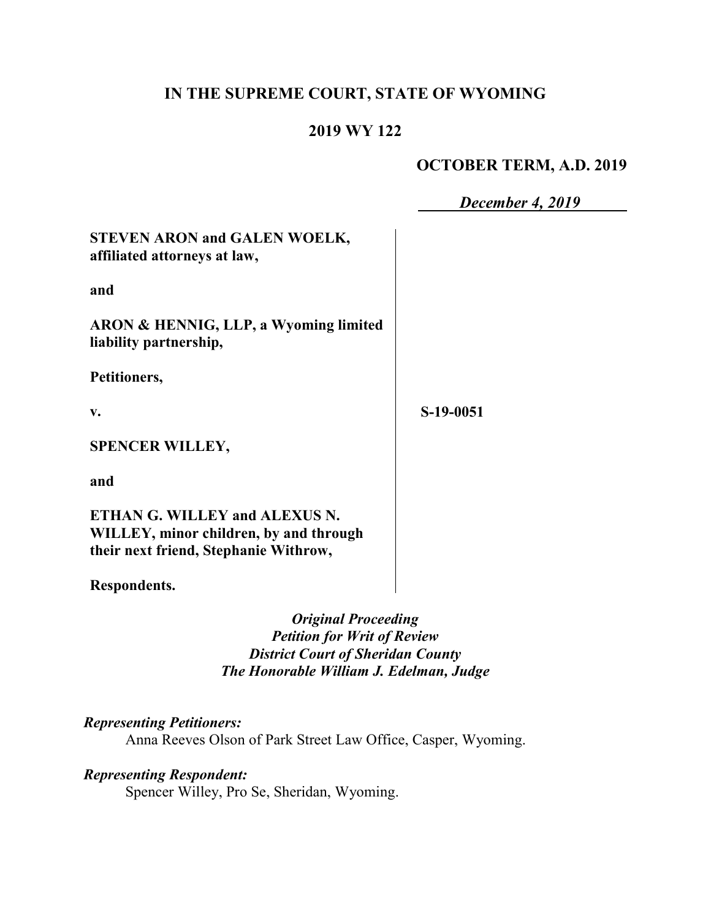# IN THE SUPREME COURT, STATE OF WYOMING

## 2019 WY 122

**OCTOBER TERM, A.D. 2019**

***December 4, 2019***

**STEVEN ARON and GALEN WOELK, affiliated attorneys at law,**

**and**

**ARON & HENNIG, LLP, a Wyoming limited liability partnership,**

**Petitioners,**

**v.**

**SPENCER WILLEY,**

**and**

**ETHAN G. WILLEY and ALEXUS N. WILLEY, minor children, by and through their next friend, Stephanie Withrow,**

**Respondents.**

**S-19-0051**

***Original Proceeding***
***Petition for Writ of Review***
***District Court of Sheridan County***
***The Honorable William J. Edelman, Judge***

***Representing Petitioners:***

Anna Reeves Olson of Park Street Law Office, Casper, Wyoming.

***Representing Respondent:***

Spencer Willey, Pro Se, Sheridan, Wyoming.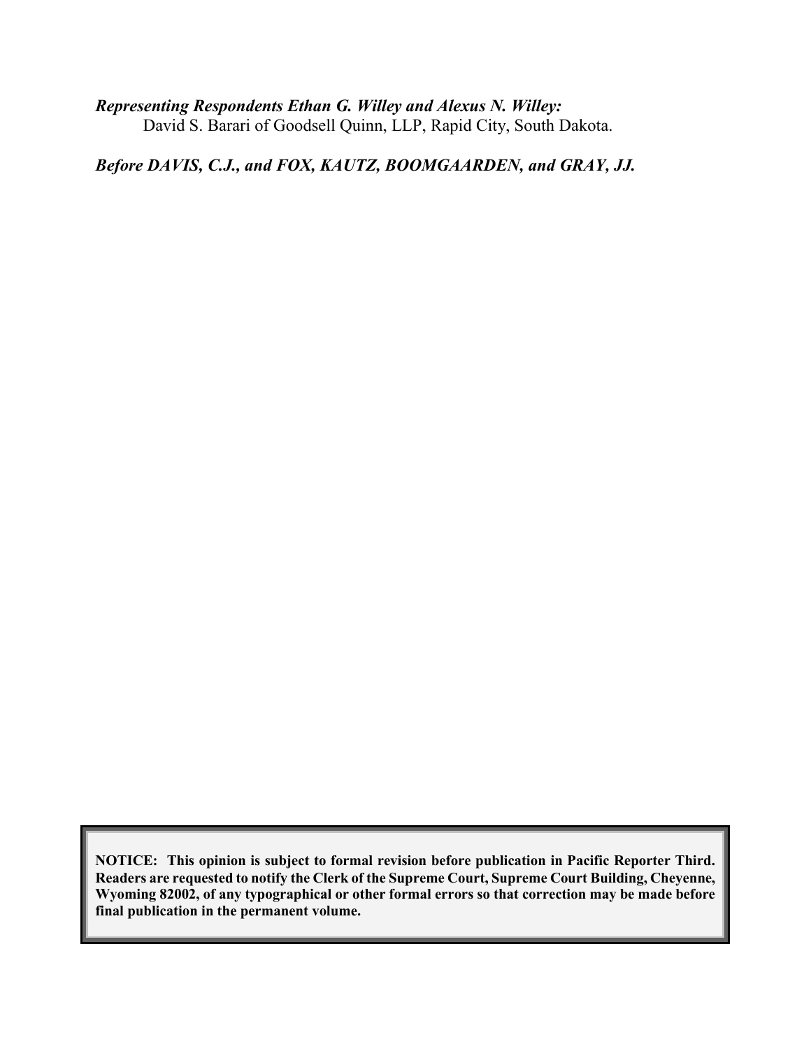***Representing Respondents Ethan G. Willey and Alexus N. Willey:***
David S. Barari of Goodsell Quinn, LLP, Rapid City, South Dakota.

***Before DAVIS, C.J., and FOX, KAUTZ, BOOMGAARDEN, and GRAY, JJ.***

**NOTICE: This opinion is subject to formal revision before publication in Pacific Reporter Third. Readers are requested to notify the Clerk of the Supreme Court, Supreme Court Building, Cheyenne, Wyoming 82002, of any typographical or other formal errors so that correction may be made before final publication in the permanent volume.**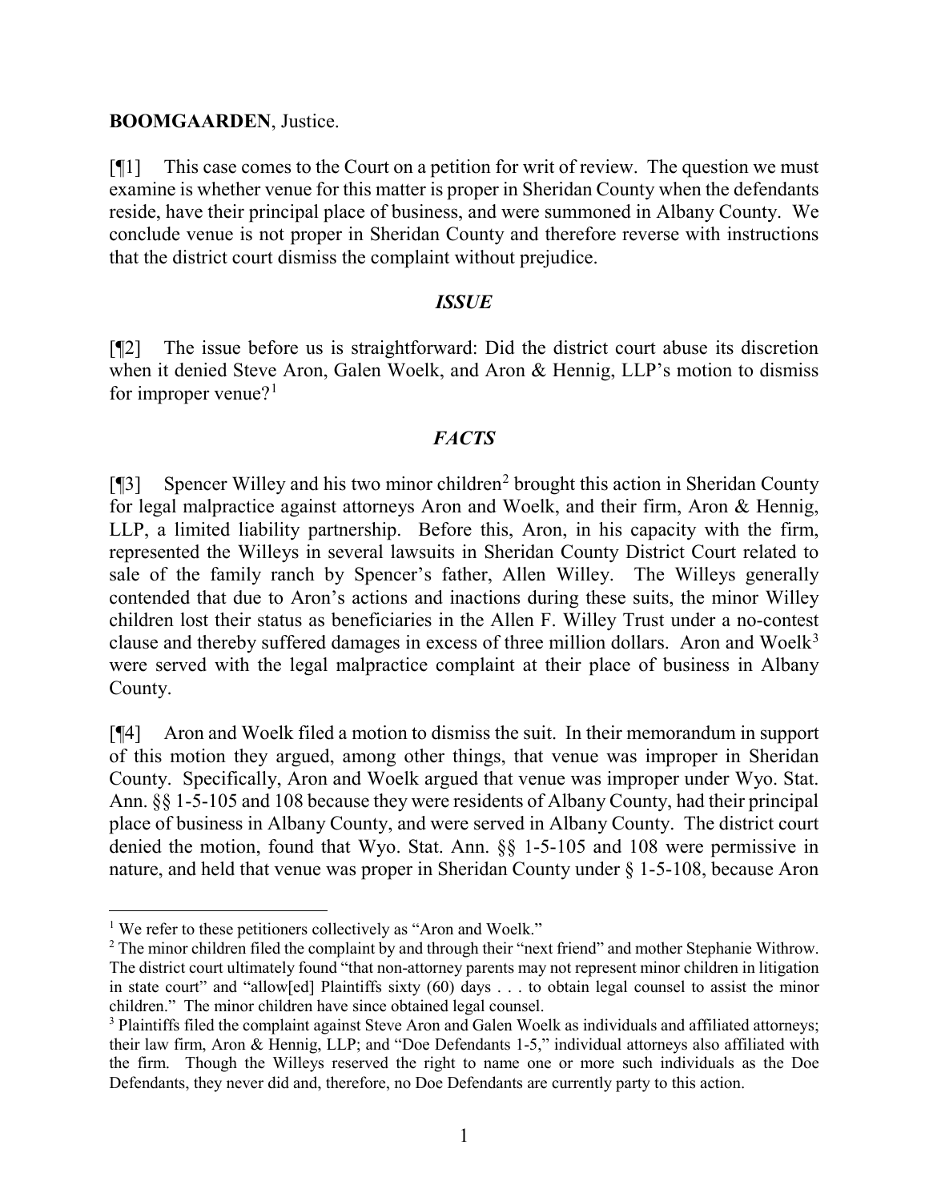**BOOMGAARDEN**, Justice.

[¶1] This case comes to the Court on a petition for writ of review. The question we must examine is whether venue for this matter is proper in Sheridan County when the defendants reside, have their principal place of business, and were summoned in Albany County. We conclude venue is not proper in Sheridan County and therefore reverse with instructions that the district court dismiss the complaint without prejudice.

### *ISSUE*

[¶2] The issue before us is straightforward: Did the district court abuse its discretion when it denied Steve Aron, Galen Woelk, and Aron & Hennig, LLP's motion to dismiss for improper venue?[1]

### *FACTS*

[¶3] Spencer Willey and his two minor children[2] brought this action in Sheridan County for legal malpractice against attorneys Aron and Woelk, and their firm, Aron & Hennig, LLP, a limited liability partnership. Before this, Aron, in his capacity with the firm, represented the Willeys in several lawsuits in Sheridan County District Court related to sale of the family ranch by Spencer's father, Allen Willey. The Willeys generally contended that due to Aron's actions and inactions during these suits, the minor Willey children lost their status as beneficiaries in the Allen F. Willey Trust under a no-contest clause and thereby suffered damages in excess of three million dollars. Aron and Woelk[3] were served with the legal malpractice complaint at their place of business in Albany County.

[¶4] Aron and Woelk filed a motion to dismiss the suit. In their memorandum in support of this motion they argued, among other things, that venue was improper in Sheridan County. Specifically, Aron and Woelk argued that venue was improper under Wyo. Stat. Ann. §§ 1-5-105 and 108 because they were residents of Albany County, had their principal place of business in Albany County, and were served in Albany County. The district court denied the motion, found that Wyo. Stat. Ann. §§ 1-5-105 and 108 were permissive in nature, and held that venue was proper in Sheridan County under § 1-5-108, because Aron

---

[1] We refer to these petitioners collectively as "Aron and Woelk."

[2] The minor children filed the complaint by and through their "next friend" and mother Stephanie Withrow. The district court ultimately found "that non-attorney parents may not represent minor children in litigation in state court" and "allow[ed] Plaintiffs sixty (60) days . . . to obtain legal counsel to assist the minor children." The minor children have since obtained legal counsel.

[3] Plaintiffs filed the complaint against Steve Aron and Galen Woelk as individuals and affiliated attorneys; their law firm, Aron & Hennig, LLP; and "Doe Defendants 1-5," individual attorneys also affiliated with the firm. Though the Willeys reserved the right to name one or more such individuals as the Doe Defendants, they never did and, therefore, no Doe Defendants are currently party to this action.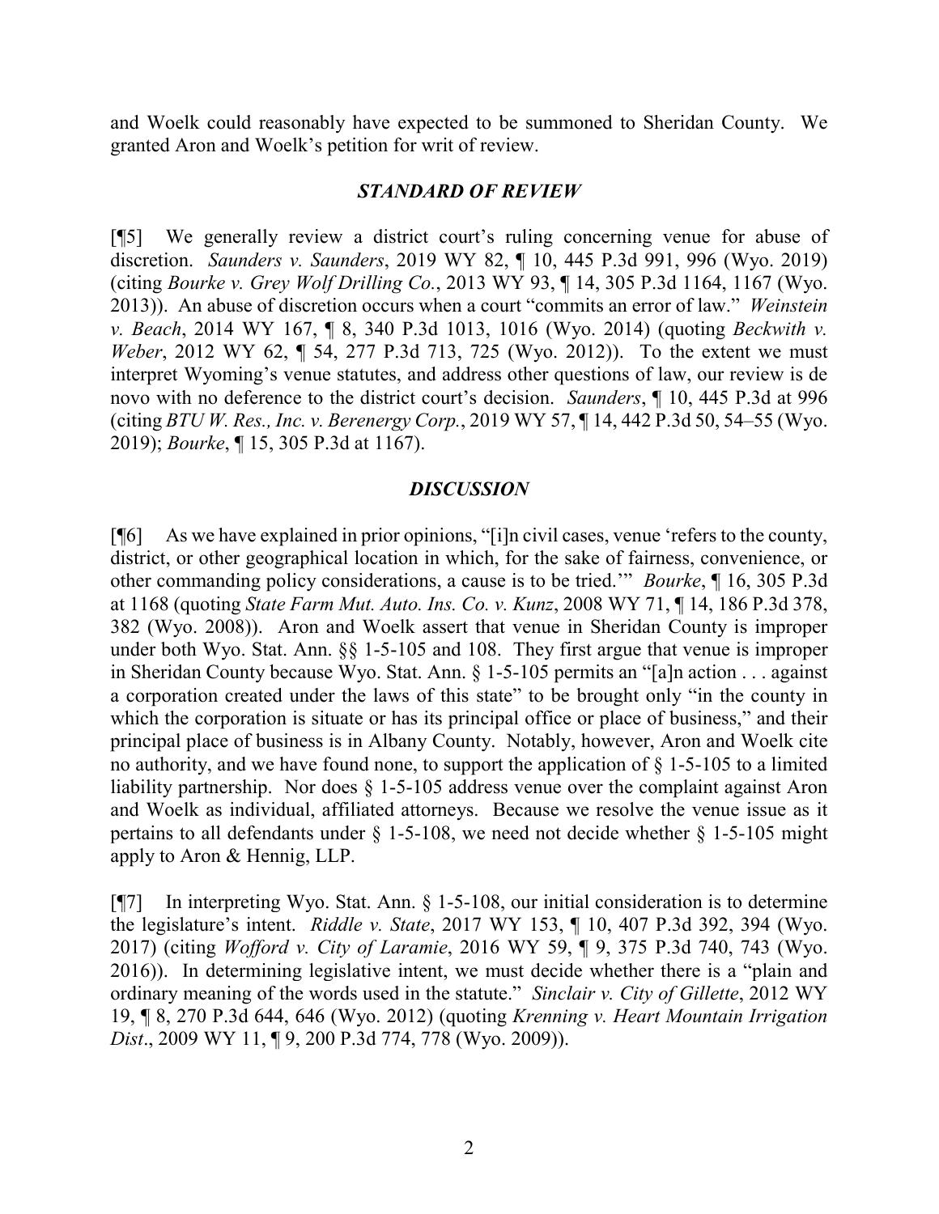and Woelk could reasonably have expected to be summoned to Sheridan County. We granted Aron and Woelk's petition for writ of review.

### *STANDARD OF REVIEW*

[¶5] We generally review a district court's ruling concerning venue for abuse of discretion. *Saunders v. Saunders*, 2019 WY 82, ¶ 10, 445 P.3d 991, 996 (Wyo. 2019) (citing *Bourke v. Grey Wolf Drilling Co.*, 2013 WY 93, ¶ 14, 305 P.3d 1164, 1167 (Wyo. 2013)). An abuse of discretion occurs when a court "commits an error of law." *Weinstein v. Beach*, 2014 WY 167, ¶ 8, 340 P.3d 1013, 1016 (Wyo. 2014) (quoting *Beckwith v. Weber*, 2012 WY 62, ¶ 54, 277 P.3d 713, 725 (Wyo. 2012)). To the extent we must interpret Wyoming's venue statutes, and address other questions of law, our review is de novo with no deference to the district court's decision. *Saunders*, ¶ 10, 445 P.3d at 996 (citing *BTU W. Res., Inc. v. Berenergy Corp.*, 2019 WY 57, ¶ 14, 442 P.3d 50, 54–55 (Wyo. 2019); *Bourke*, ¶ 15, 305 P.3d at 1167).

### *DISCUSSION*

[¶6] As we have explained in prior opinions, "[i]n civil cases, venue 'refers to the county, district, or other geographical location in which, for the sake of fairness, convenience, or other commanding policy considerations, a cause is to be tried.'" *Bourke*, ¶ 16, 305 P.3d at 1168 (quoting *State Farm Mut. Auto. Ins. Co. v. Kunz*, 2008 WY 71, ¶ 14, 186 P.3d 378, 382 (Wyo. 2008)). Aron and Woelk assert that venue in Sheridan County is improper under both Wyo. Stat. Ann. §§ 1-5-105 and 108. They first argue that venue is improper in Sheridan County because Wyo. Stat. Ann. § 1-5-105 permits an "[a]n action . . . against a corporation created under the laws of this state" to be brought only "in the county in which the corporation is situate or has its principal office or place of business," and their principal place of business is in Albany County. Notably, however, Aron and Woelk cite no authority, and we have found none, to support the application of § 1-5-105 to a limited liability partnership. Nor does § 1-5-105 address venue over the complaint against Aron and Woelk as individual, affiliated attorneys. Because we resolve the venue issue as it pertains to all defendants under § 1-5-108, we need not decide whether § 1-5-105 might apply to Aron & Hennig, LLP.

[¶7] In interpreting Wyo. Stat. Ann. § 1-5-108, our initial consideration is to determine the legislature's intent. *Riddle v. State*, 2017 WY 153, ¶ 10, 407 P.3d 392, 394 (Wyo. 2017) (citing *Wofford v. City of Laramie*, 2016 WY 59, ¶ 9, 375 P.3d 740, 743 (Wyo. 2016)). In determining legislative intent, we must decide whether there is a "plain and ordinary meaning of the words used in the statute." *Sinclair v. City of Gillette*, 2012 WY 19, ¶ 8, 270 P.3d 644, 646 (Wyo. 2012) (quoting *Krenning v. Heart Mountain Irrigation Dist*., 2009 WY 11, ¶ 9, 200 P.3d 774, 778 (Wyo. 2009)).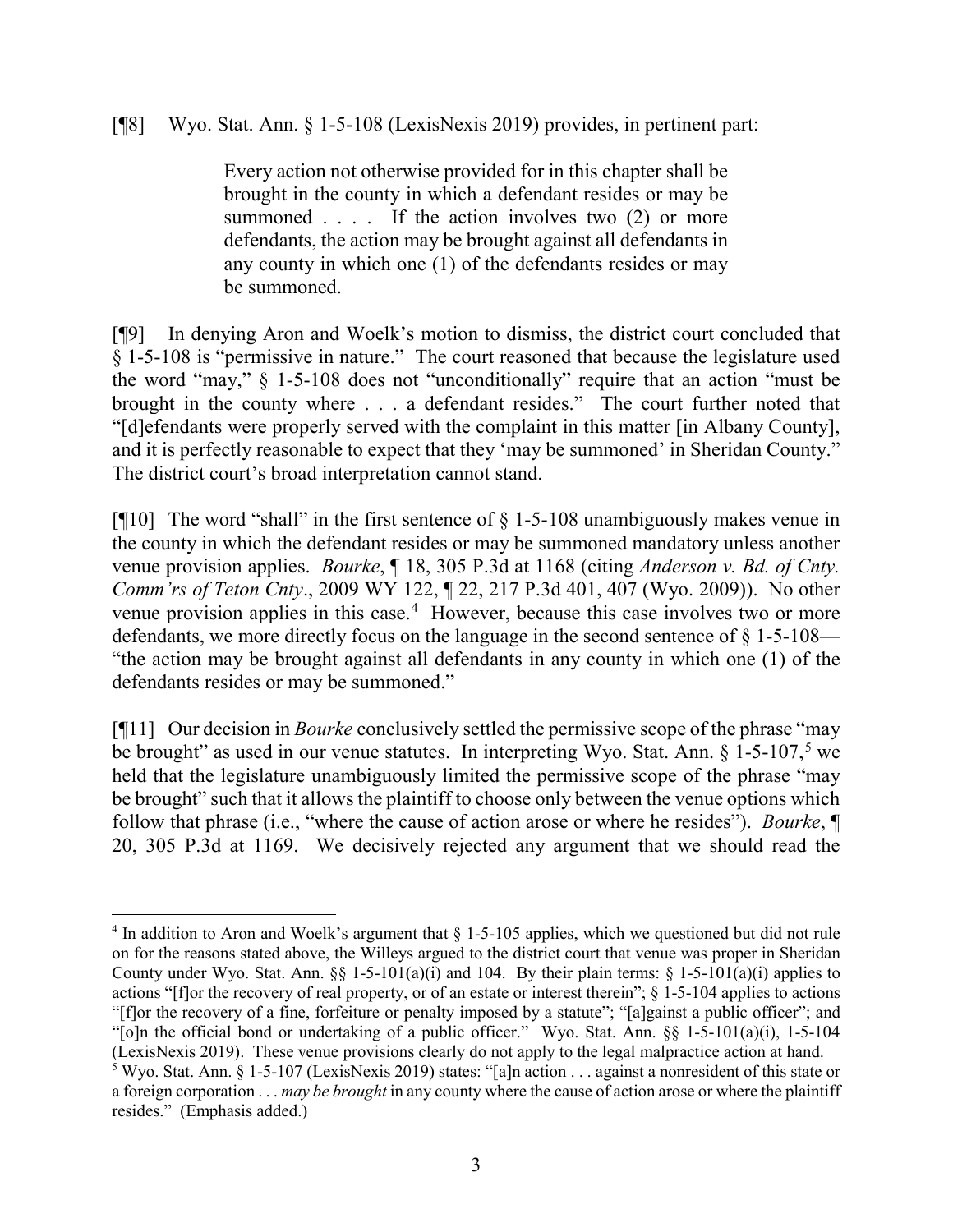[¶8] Wyo. Stat. Ann. § 1-5-108 (LexisNexis 2019) provides, in pertinent part:

> Every action not otherwise provided for in this chapter shall be brought in the county in which a defendant resides or may be summoned . . . . If the action involves two (2) or more defendants, the action may be brought against all defendants in any county in which one (1) of the defendants resides or may be summoned.

[¶9] In denying Aron and Woelk's motion to dismiss, the district court concluded that § 1-5-108 is "permissive in nature." The court reasoned that because the legislature used the word "may," § 1-5-108 does not "unconditionally" require that an action "must be brought in the county where . . . a defendant resides." The court further noted that "[d]efendants were properly served with the complaint in this matter [in Albany County], and it is perfectly reasonable to expect that they 'may be summoned' in Sheridan County." The district court's broad interpretation cannot stand.

[¶10] The word "shall" in the first sentence of § 1-5-108 unambiguously makes venue in the county in which the defendant resides or may be summoned mandatory unless another venue provision applies. *Bourke*, ¶ 18, 305 P.3d at 1168 (citing *Anderson v. Bd. of Cnty. Comm'rs of Teton Cnty*., 2009 WY 122, ¶ 22, 217 P.3d 401, 407 (Wyo. 2009)). No other venue provision applies in this case.[4] However, because this case involves two or more defendants, we more directly focus on the language in the second sentence of § 1-5-108— "the action may be brought against all defendants in any county in which one (1) of the defendants resides or may be summoned."

[¶11] Our decision in *Bourke* conclusively settled the permissive scope of the phrase "may be brought" as used in our venue statutes. In interpreting Wyo. Stat. Ann. § 1-5-107,[5] we held that the legislature unambiguously limited the permissive scope of the phrase "may be brought" such that it allows the plaintiff to choose only between the venue options which follow that phrase (i.e., "where the cause of action arose or where he resides"). *Bourke*, ¶ 20, 305 P.3d at 1169. We decisively rejected any argument that we should read the

---

[4] In addition to Aron and Woelk's argument that § 1-5-105 applies, which we questioned but did not rule on for the reasons stated above, the Willeys argued to the district court that venue was proper in Sheridan County under Wyo. Stat. Ann. §§ 1-5-101(a)(i) and 104. By their plain terms: § 1-5-101(a)(i) applies to actions "[f]or the recovery of real property, or of an estate or interest therein"; § 1-5-104 applies to actions "[f]or the recovery of a fine, forfeiture or penalty imposed by a statute"; "[a]gainst a public officer"; and "[o]n the official bond or undertaking of a public officer." Wyo. Stat. Ann. §§ 1-5-101(a)(i), 1-5-104 (LexisNexis 2019). These venue provisions clearly do not apply to the legal malpractice action at hand.

[5] Wyo. Stat. Ann. § 1-5-107 (LexisNexis 2019) states: "[a]n action . . . against a nonresident of this state or a foreign corporation . . . *may be brought* in any county where the cause of action arose or where the plaintiff resides." (Emphasis added.)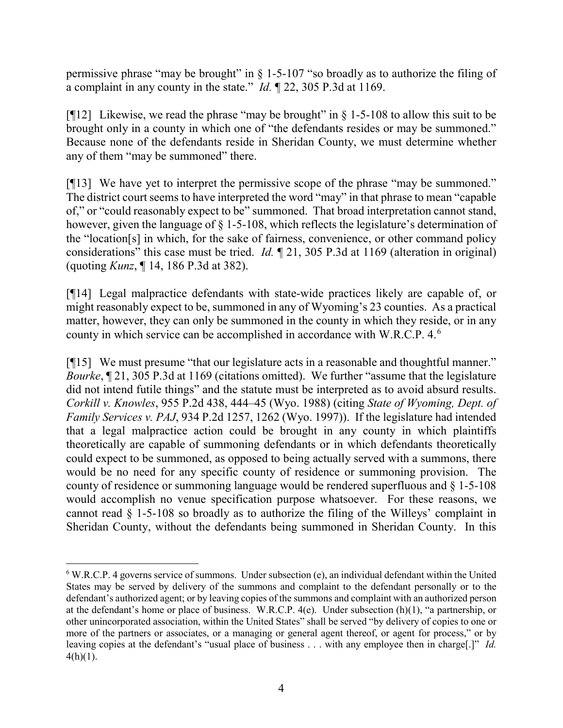permissive phrase "may be brought" in § 1-5-107 "so broadly as to authorize the filing of a complaint in any county in the state." *Id.* ¶ 22, 305 P.3d at 1169.

[¶12] Likewise, we read the phrase "may be brought" in § 1-5-108 to allow this suit to be brought only in a county in which one of "the defendants resides or may be summoned." Because none of the defendants reside in Sheridan County, we must determine whether any of them "may be summoned" there.

[¶13] We have yet to interpret the permissive scope of the phrase "may be summoned." The district court seems to have interpreted the word "may" in that phrase to mean "capable of," or "could reasonably expect to be" summoned. That broad interpretation cannot stand, however, given the language of § 1-5-108, which reflects the legislature's determination of the "location[s] in which, for the sake of fairness, convenience, or other command policy considerations" this case must be tried. *Id.* ¶ 21, 305 P.3d at 1169 (alteration in original) (quoting *Kunz*, ¶ 14, 186 P.3d at 382).

[¶14] Legal malpractice defendants with state-wide practices likely are capable of, or might reasonably expect to be, summoned in any of Wyoming's 23 counties. As a practical matter, however, they can only be summoned in the county in which they reside, or in any county in which service can be accomplished in accordance with W.R.C.P. 4.[6]

[¶15] We must presume "that our legislature acts in a reasonable and thoughtful manner." *Bourke*, ¶ 21, 305 P.3d at 1169 (citations omitted). We further "assume that the legislature did not intend futile things" and the statute must be interpreted as to avoid absurd results. *Corkill v. Knowles*, 955 P.2d 438, 444–45 (Wyo. 1988) (citing *State of Wyoming, Dept. of Family Services v. PAJ*, 934 P.2d 1257, 1262 (Wyo. 1997)). If the legislature had intended that a legal malpractice action could be brought in any county in which plaintiffs theoretically are capable of summoning defendants or in which defendants theoretically could expect to be summoned, as opposed to being actually served with a summons, there would be no need for any specific county of residence or summoning provision. The county of residence or summoning language would be rendered superfluous and § 1-5-108 would accomplish no venue specification purpose whatsoever. For these reasons, we cannot read § 1-5-108 so broadly as to authorize the filing of the Willeys' complaint in Sheridan County, without the defendants being summoned in Sheridan County. In this

---

[6] W.R.C.P. 4 governs service of summons. Under subsection (e), an individual defendant within the United States may be served by delivery of the summons and complaint to the defendant personally or to the defendant's authorized agent; or by leaving copies of the summons and complaint with an authorized person at the defendant's home or place of business. W.R.C.P. 4(e). Under subsection (h)(1), "a partnership, or other unincorporated association, within the United States" shall be served "by delivery of copies to one or more of the partners or associates, or a managing or general agent thereof, or agent for process," or by leaving copies at the defendant's "usual place of business . . . with any employee then in charge[.]" *Id.* 4(h)(1).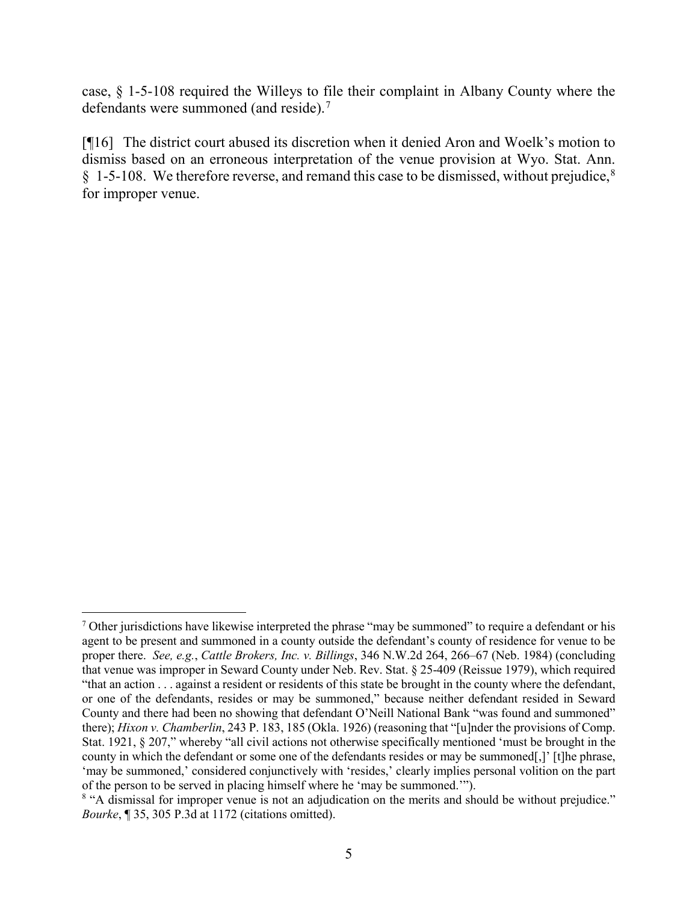case, § 1-5-108 required the Willeys to file their complaint in Albany County where the defendants were summoned (and reside).[7]

[¶16] The district court abused its discretion when it denied Aron and Woelk's motion to dismiss based on an erroneous interpretation of the venue provision at Wyo. Stat. Ann. § 1-5-108. We therefore reverse, and remand this case to be dismissed, without prejudice,[8] for improper venue.

---

[7] Other jurisdictions have likewise interpreted the phrase "may be summoned" to require a defendant or his agent to be present and summoned in a county outside the defendant's county of residence for venue to be proper there. *See, e.g.*, *Cattle Brokers, Inc. v. Billings*, 346 N.W.2d 264, 266–67 (Neb. 1984) (concluding that venue was improper in Seward County under Neb. Rev. Stat. § 25-409 (Reissue 1979), which required "that an action . . . against a resident or residents of this state be brought in the county where the defendant, or one of the defendants, resides or may be summoned," because neither defendant resided in Seward County and there had been no showing that defendant O'Neill National Bank "was found and summoned" there); *Hixon v. Chamberlin*, 243 P. 183, 185 (Okla. 1926) (reasoning that "[u]nder the provisions of Comp. Stat. 1921, § 207," whereby "all civil actions not otherwise specifically mentioned 'must be brought in the county in which the defendant or some one of the defendants resides or may be summoned[,]' [t]he phrase, 'may be summoned,' considered conjunctively with 'resides,' clearly implies personal volition on the part of the person to be served in placing himself where he 'may be summoned.'").

[8] "A dismissal for improper venue is not an adjudication on the merits and should be without prejudice." *Bourke*, ¶ 35, 305 P.3d at 1172 (citations omitted).